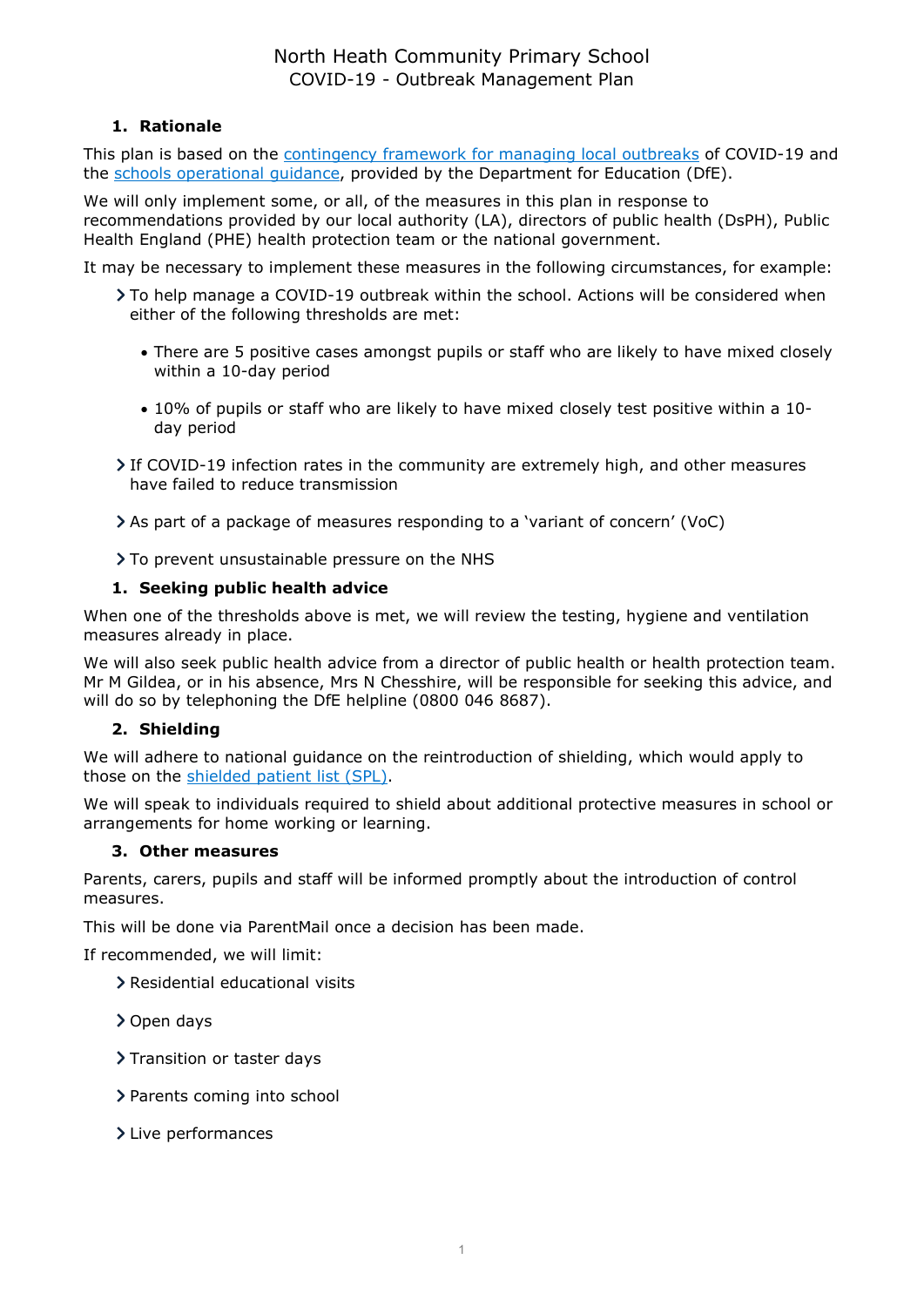# North Heath Community Primary School

## COVID-19 - Outbreak Management Plan

### 1. Rationale

This plan is based on the [contingency framework for managing local outbreaks]() of COVID-19 and the [schools operational guidance](), provided by the Department for Education (DfE).

We will only implement some, or all, of the measures in this plan in response to recommendations provided by our local authority (LA), directors of public health (DsPH), Public Health England (PHE) health protection team or the national government.

It may be necessary to implement these measures in the following circumstances, for example:

- To help manage a COVID-19 outbreak within the school. Actions will be considered when either of the following thresholds are met:
  - There are 5 positive cases amongst pupils or staff who are likely to have mixed closely within a 10-day period
  - 10% of pupils or staff who are likely to have mixed closely test positive within a 10-day period
- If COVID-19 infection rates in the community are extremely high, and other measures have failed to reduce transmission
- As part of a package of measures responding to a 'variant of concern' (VoC)
- To prevent unsustainable pressure on the NHS

### 1. Seeking public health advice

When one of the thresholds above is met, we will review the testing, hygiene and ventilation measures already in place.

We will also seek public health advice from a director of public health or health protection team. Mr M Gildea, or in his absence, Mrs N Chesshire, will be responsible for seeking this advice, and will do so by telephoning the DfE helpline (0800 046 8687).

### 2. Shielding

We will adhere to national guidance on the reintroduction of shielding, which would apply to those on the [shielded patient list (SPL)]().

We will speak to individuals required to shield about additional protective measures in school or arrangements for home working or learning.

### 3. Other measures

Parents, carers, pupils and staff will be informed promptly about the introduction of control measures.

This will be done via ParentMail once a decision has been made.

If recommended, we will limit:

- Residential educational visits
- Open days
- Transition or taster days
- Parents coming into school
- Live performances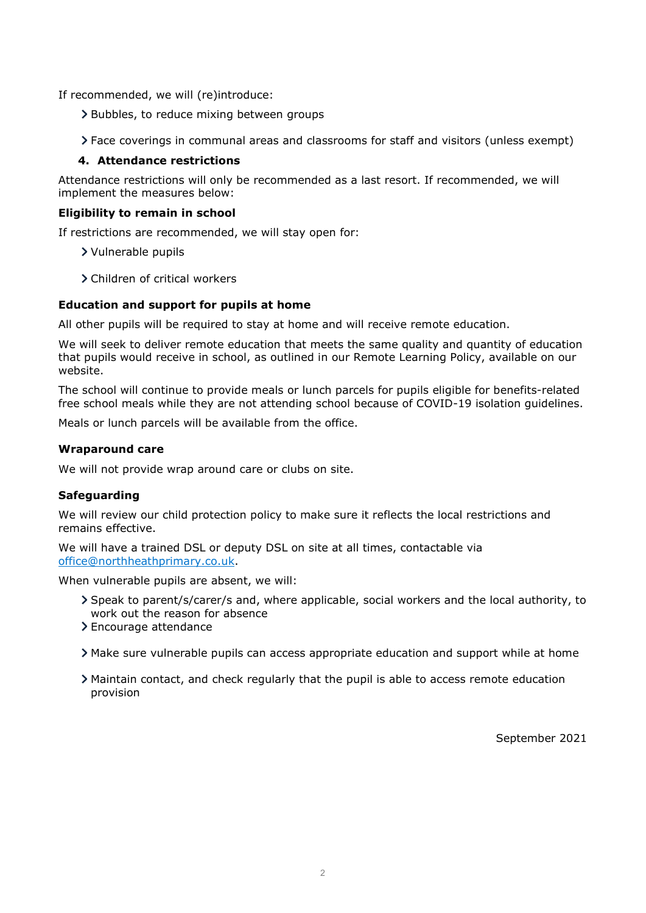If recommended, we will (re)introduce:

- Bubbles, to reduce mixing between groups
- Face coverings in communal areas and classrooms for staff and visitors (unless exempt)

## 4. Attendance restrictions

Attendance restrictions will only be recommended as a last resort. If recommended, we will implement the measures below:

### Eligibility to remain in school

If restrictions are recommended, we will stay open for:

- Vulnerable pupils
- Children of critical workers

### Education and support for pupils at home

All other pupils will be required to stay at home and will receive remote education.

We will seek to deliver remote education that meets the same quality and quantity of education that pupils would receive in school, as outlined in our Remote Learning Policy, available on our website.

The school will continue to provide meals or lunch parcels for pupils eligible for benefits-related free school meals while they are not attending school because of COVID-19 isolation guidelines.

Meals or lunch parcels will be available from the office.

### Wraparound care

We will not provide wrap around care or clubs on site.

### Safeguarding

We will review our child protection policy to make sure it reflects the local restrictions and remains effective.

We will have a trained DSL or deputy DSL on site at all times, contactable via [office@northheathprimary.co.uk](mailto:office@northheathprimary.co.uk).

When vulnerable pupils are absent, we will:

- Speak to parent/s/carer/s and, where applicable, social workers and the local authority, to work out the reason for absence
- Encourage attendance
- Make sure vulnerable pupils can access appropriate education and support while at home
- Maintain contact, and check regularly that the pupil is able to access remote education provision

September 2021